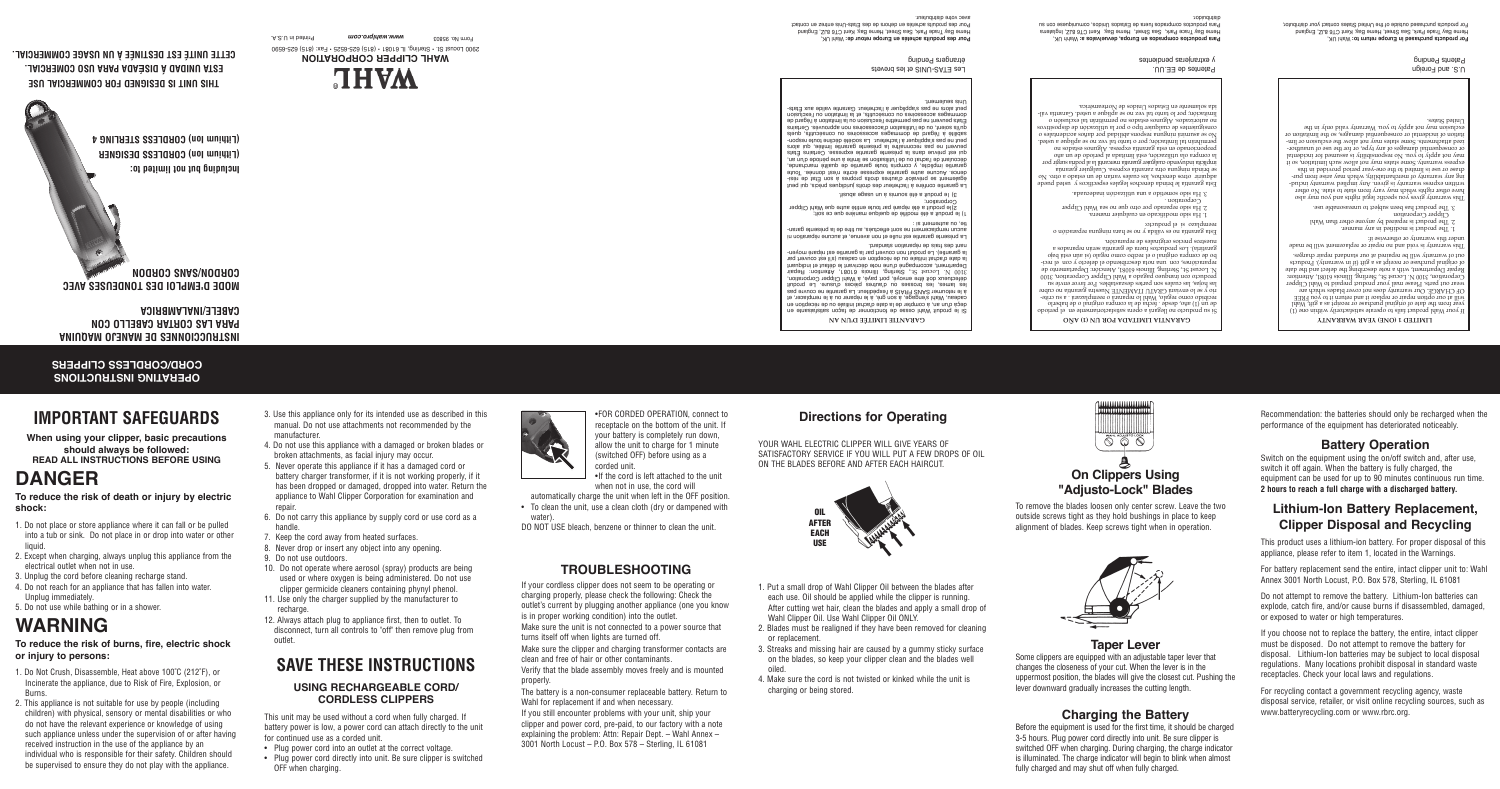# OPERATING INSTRUCTIONS CORD/CORDLESS CLIPPERS

## INSTRUCCIONES DE MANEJO MAQUINA PARA LAS CORTAR CABELLO CON CABLE/INALAMBRICA

## MODE D'EMPLOI DES TONDEUSES AVEC CORDON/SANS CORDON

**Including but not limited to:**

**CORDLESS DESIGNER (Lithium Ion)**

**CORDLESS STERLING 4 (Lithium Ion)**

**THIS UNIT IS DESIGNED FOR COMMERCIAL USE**

**ESTA UNIDAD A DISEÑADA PARA USO COMERCIAL.**

**CETTE UNITÉ EST DESTINÉE À UN USAGE COMMERCIAL.**

**WAHL®**

**WAHL CLIPPER CORPORATION**

2900 Locust St. • Sterling, IL 61081 • (815) 625-6525 • Fax: (815) 625-6590

www.wahlpro.com

Form No. 93803

Printed in U.S.A.

U.S. and Foreign Patents Pending

Patentes de EE.UU. y extranjeras Pending

Les ÉTATS-UNIS et les brevets étrangers Pending

## LIMITED 1 (ONE) YEAR WARRANTY

If your Wahl product fails to operate satisfactorily within one (1) year from the date of original purchase or receipt as a gift, Wahl will at our option repair or replace it and return it to you FREE OF CHARGE. Our warranty does not cover blades which are wear out parts. Please mail your product prepaid to Wahl Clipper Corporation, 3001 N. Locust St., Sterling, IL 61081. Attention: Repair Department, with a note describing the defect and the date of original purchase or receipt as a gift (if in warranty). Products out of warranty will be repaired at our standard repair charges. This warranty is void and no repair or replacement will be made under this warranty or otherwise if:

1. The product is modified in any manner.
2. The product is repaired by anyone other than Wahl Clipper Corporation.
3. The product has been subject to unreasonable use.

This warranty gives you specific legal rights and you may also have other rights which may vary from state to state. No other written express warranty is given. Any implied warranty including any warranty of merchantability, which may arise from purchase or use is limited to the one-year period provided in this express warranty. Some states may not allow such limitation, so it may not apply to you. No responsibility is assumed for incidental or consequential damages of any type, or for the use of unauthorized attachments. Some states may not allow the exclusion or limitation of incidental or consequential damages, so the limitation or exclusion may not apply to you. Warranty valid only in the United States.

**For products purchased in Europe return to:** Wahl UK, Herne Bay Trade Park, Sea Street, Herne Bay, Kent CT6 8JZ, England

For products purchased outside of the United States contact your distributor.

## GARANTIA LIMITADA POR UN (1) AÑO

Si su producto Wahl no llegara a operar satisfactoriamente en el periodo de un (1) año, desde la fecha de compra original o de haberlo recibido como regalo, Wahl lo reparará o reemplazará - a su criterio y se lo enviará GRATIS. Esta garantía no cubre cuchillas las cuales son partes desechables. Por favor envíe su producto con franqueo pagado a Wahl Clipper Corporation, 3001 N. Locust St., Sterling, Illinois 61081, Atención: Departamento de reparaciones, con una nota describiendo el defecto y con el recibo de compra original o el recibo como regalo (si aún está bajo garantía). Los productos fuera de garantía serán reparados a nuestros precios originales de reparación.

Esta garantía no es válida y no se hará ninguna reparación o reemplazo si:

1. Ha sido modificado en cualquier manera.
2. Ha sido reparado por otro que no sea Wahl Clipper Corporation.
3. Ha sido sometido a una utilización inadecuada.

Esta garantía le brinda derechos legales específicos y usted puede adquirir otros derechos, los cuales varían de un estado a otro. No se brinda ninguna otra garantía expresa. Cualquier garantía implícita incluyendo cualquier garantía mercantil que podría surgir por la compra o la utilización, está limitada al período de un año proporcionado en esta garantía expresa. Algunos estados no permiten tal limitación, por lo tanto tal vez no se aplique a usted. No se asume ninguna responsabilidad por daños accidentales o consiguientes de cualquier tipo o por la utilización de dispositivos no autorizados. Algunos estados no permiten la exclusión o limitación de daños accidentales o consiguientes, por lo tanto la limitación o exclusión tal vez no se aplique a usted. Garantía válida solamente en Estados Unidos de Norteamérica.

**Para los productos comprados en Europa, devuélvalos a:** Wahl UK, Herne Bay Trade Park, Sea Street, Herne Bay, Kent CT6 8JZ, Inglaterra

Para los productos comprados fuera de Estados Unidos, comuníquese con su distribuidor.

## GARANTIE LIMITÉE D'UN AN

Si le produit Wahl cesse de fonctionner de façon satisfaisante en deçà d'un an, à compter de la date d'achat initiale ou de réception en cadeau, Wahl s'engage, à son gré, à le réparer ou à le remplacer et à le retourner SANS FRAIS à l'acheteur. La garantie ne couvre pas les lames, les brosses ou d'autres pièces d'usure. Le produit défectueux doit être envoyé, port payé, à Wahl Clipper Corporation, 3001 N. Locust St., Sterling, Illinois 61081. Attention : Repair Department, accompagné d'une note décrivant le défaut et indiquant la date d'achat initiale ou de réception en cadeau (s'il est couvert par la garantie). Le produit non couvert par la garantie est réparé moyennant des frais de réparation standard.

La présente garantie est nulle et non avenue, et aucune réparation ni aucun remplacement ne seront effectués, au titre de la présente garantie, ou autrement si :

1. le produit a été modifié de quelque manière que ce soit;
2. le produit a été réparé par toute entité autre que Wahl Clipper Corporation;
3. le produit a été soumis à un usage abusif.

La garantie confère à l'acheteur des droits juridiques précis, qui peut également se prévaloir d'autres droits propres à son État de résidence. Aucune autre garantie expresse écrite n'est donnée. Toute garantie implicite, y compris toute garantie de qualité marchande, découlant de l'achat ou de l'utilisation se limite à une période d'un an, qui est prévue dans la présente garantie expresse. Certains États pouvant ne pas permettre la présente garantie limitée, qui peut donc ne pas s'appliquer à l'acheteur. La société décline toute responsabilité à l'égard des dommages accessoires ou consécutifs, quels qu'ils soient, ou de l'utilisation d'accessoires non approuvés. Certains États pouvant ne pas permettre l'exclusion ou la limitation à l'égard de dommages accessoires ou consécutifs, la limitation ou exclusion susdite peut alors ne pas s'appliquer à l'acheteur. Garantie valide aux États-Unis seulement.

**Pour des produits achetés en Europe retour de:** Wahl UK, Herne Bay Trade Park, Sea Street, Herne Bay, Kent CT6 8JZ, England

Pour les produits achetés en dehors de des États-Unis entrer en contact avec votre distributeur.

# IMPORTANT SAFEGUARDS

**When using your clipper, basic precautions should always be followed: READ ALL INSTRUCTIONS BEFORE USING**

# DANGER

**To reduce the risk of death or injury by electric shock:**

1. Do not place or store appliance where it can fall or be pulled into a tub or sink. Do not place in or drop into water or other liquid.
2. Except when charging, always unplug this appliance from the electrical outlet when not in use.
3. Unplug the cord before cleaning recharge stand.
4. Do not reach for an appliance that has fallen into water. Unplug immediately.
5. Do not use while bathing or in a shower.

# WARNING

**To reduce the risk of burns, fire, electric shock or injury to persons:**

1. Do Not Crush, Disassemble, Heat above 100˚C (212˚F), or Incinerate the appliance, due to Risk of Fire, Explosion, or Burns.
2. This appliance is not suitable for use by people (including children) with physical, sensory or mental disabilities or who do not have the relevant experience or knowledge of using such appliance unless under the supervision of or after having received instruction in the use of the appliance by an individual who is responsible for their safety. Children should be supervised to ensure they do not play with the appliance.
3. Use this appliance only for its intended use as described in this manual. Do not use attachments not recommended by the manufacturer.
4. Do not use this appliance with a damaged or broken blades or broken attachments, as facial injury may occur.
5. Never operate this appliance if it has a damaged cord or battery charger transformer, if it is not working properly, if it has been dropped or damaged, dropped into water. Return the appliance to Wahl Clipper Corporation for examination and repair.
6. Do not carry this appliance by supply cord or use cord as a handle.
7. Keep the cord away from heated surfaces.
8. Never drop or insert any object into any opening.
9. Do not use outdoors.
10. Do not operate where aerosol (spray) products are being used or where oxygen is being administered. Do not use clipper germicide cleaners containing phenyl phenol.
11. Use only the charger supplied by the manufacturer to recharge.
12. Always attach plug to appliance first, then to outlet. To disconnect, turn all controls to "off" then remove plug from outlet.

## SAVE THESE INSTRUCTIONS

### USING RECHARGEABLE CORD/ CORDLESS CLIPPERS

This unit may be used without a cord when fully charged. If battery power is low, a power cord can attach directly to the unit for continued use as a corded unit.

- Plug power cord into an outlet at the correct voltage.
- Plug power cord directly into unit. Be sure clipper is switched OFF when charging.
- FOR CORDED OPERATION, connect to receptacle on the bottom of the unit. If your battery is completely run down, allow the unit to charge for 1 minute (switched OFF) before using as a corded unit.
- If the cord is left attached to the unit when not in use, the cord will automatically charge the unit when left in the OFF position.
- To clean the unit, use a clean cloth (dry or dampened with water).

DO NOT USE bleach, benzene or thinner to clean the unit.

## TROUBLESHOOTING

If your cordless clipper does not seem to be operating or charging properly, please check the following: Check the outlet's current by plugging another appliance (one you know is in proper working condition) into the outlet.

Make sure the outlet is not connected to a power source that turns itself off when lights are turned off.

Make sure the clipper and charging transformer contacts are clean and free of hair or other contaminants.

Verify that the blade assembly moves freely and is mounted properly.

The battery is a non-consumer replaceable battery. Return to Wahl for replacement if and when necessary.

If you still encounter problems with your unit, ship your clipper and power cord, pre-paid, to our factory with a note explaining the problem: Attn: Repair Dept. – Wahl Annex – 3001 North Locust – P.O. Box 578 – Sterling, IL 61081

## Directions for Operating

YOUR WAHL ELECTRIC CLIPPER WILL GIVE YEARS OF SATISFACTORY SERVICE IF YOU WILL PUT A FEW DROPS OF OIL ON THE BLADES BEFORE AND AFTER EACH HAIRCUT.

OIL AFTER EACH USE

1. Put a small drop of Wahl Clipper Oil between the blades after each use. Oil should be applied while the clipper is running. After cutting wet hair, clean the blades and apply a small drop of Wahl Clipper Oil. Use Wahl Clipper Oil ONLY.
2. Blades must be realigned if they have been removed for cleaning or replacement.
3. Streaks and missing hair are caused by a gummy sticky surface on the blades, so keep your clipper clean and the blades well oiled.
4. Make sure the cord is not twisted or kinked while the unit is charging or being stored.

## On Clippers Using "Adjusto-Lock" Blades

To remove the blades loosen only center screw. Leave the two outside screws tight as they hold bushings in place to keep alignment of blades. Keep screws tight when in operation.

## Taper Lever

Some clippers are equipped with an adjustable taper lever that changes the closeness of your cut. When the lever is in the uppermost position, the blades will give the closest cut. Pushing the lever downward gradually increases the cutting length.

## Charging the Battery

Before the equipment is used for the first time, it should be charged 3-5 hours. Plug power cord directly into unit. Be sure clipper is switched OFF when charging. During charging, the charge indicator is illuminated. The charge indicator will begin to blink when almost fully charged and may shut off when fully charged.

Recommendation: the batteries should only be recharged when the performance of the equipment has deteriorated noticeably.

## Battery Operation

Switch on the equipment using the on/off switch and, after use, switch it off again. When the battery is fully charged, the equipment can be used for up to 90 minutes continuous run time. **2 hours to reach a full charge with a discharged battery.**

## Lithium-Ion Battery Replacement, Clipper Disposal and Recycling

This product uses a lithium-ion battery. For proper disposal of this appliance, please refer to item 1, located in the Warnings.

For battery replacement send the entire, intact clipper unit to: Wahl Annex 3001 North Locust, P.O. Box 578, Sterling, IL 61081

Do not attempt to remove the battery. Lithium-Ion batteries can explode, catch fire, and/or cause burns if disassembled, damaged, or exposed to water or high temperatures.

If you choose not to replace the battery, the entire, intact clipper must be disposed. Do not attempt to remove the battery for disposal. Lithium-Ion batteries may be subject to local disposal regulations. Many locations prohibit disposal in standard waste receptacles. Check your local laws and regulations.

For recycling contact a government recycling agency, waste disposal service, retailer, or visit online recycling sources, such as www.batteryrecycling.com or www.rbrc.org.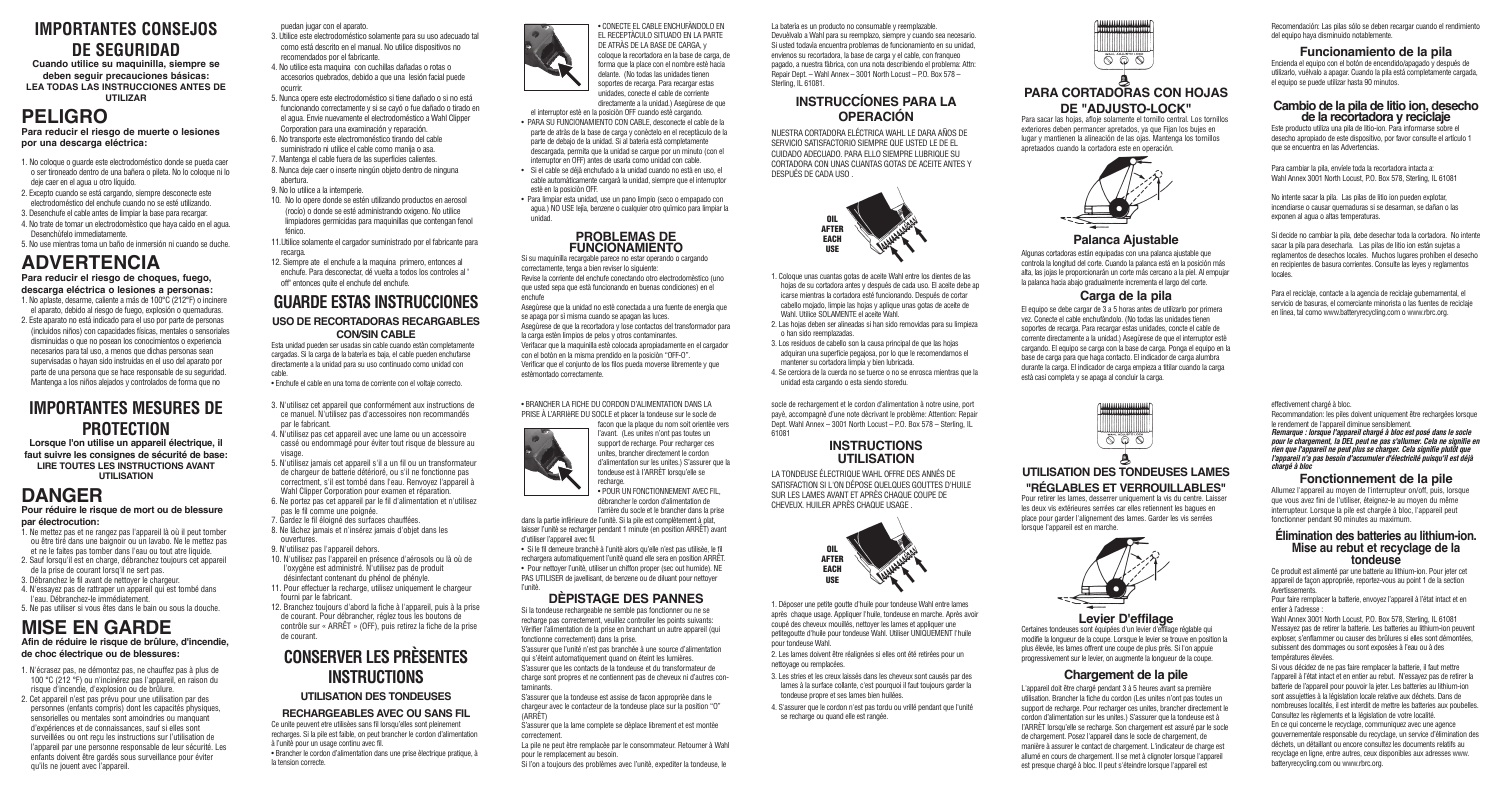# IMPORTANTES CONSEJOS DE SEGURIDAD

**Cuando utilice su maquinilla, siempre se deben seguir precauciones básicas: LEA TODAS LAS INSTRUCCIONES ANTES DE UTILIZAR**

# PELIGRO

**Para reducir el riesgo de muerte o lesiones por una descarga eléctrica:**

1. No coloque o guarde este electrodoméstico donde se pueda caer o ser tironeado dentro de una bañera o pileta. No lo coloque ni lo deje caer en el agua u otro líquido.
2. Excepto cuando se está cargando, siempre desconecte este electrodoméstico del enchufe cuando no se esté utilizando.
3. Desenchufe el cable antes de limpiar la base para recargar.
4. No trate de tomar un electrodoméstico que haya caído en el agua. Desenchúfelo immediatamente.
5. No use mientras toma un baño de inmersión ni cuando se duche.

# ADVERTENCIA

**Para reducir el riesgo de choques, fuego, descarga eléctrica o lesiones a personas:**

1. No aplaste, desarme, caliente a más de 100°C (212°F) o incinere el aparato, debido al riesgo de fuego, explosión o quemaduras.
2. Este aparato no está indicado para el uso por parte de personas (incluidos niños) con capacidades físicas, mentales o sensoriales disminuidas o que no posean los conocimientos o experiencia necesarios para tal uso, a menos que dichas personas sean supervisadas o hayan sido instruidas en el uso del aparato por parte de una persona que se hace responsable de su seguridad. Mantenga a los niños alejados y controlados de forma que no puedan jugar con el aparato.
3. Utilice este electrodoméstico solamente para su uso adecuado tal como está descrito en el manual. No utilice dispositivos no recomendados por el fabricante.
4. No utilice esta maquina con cuchillas dañadas o rotas o accesorios quebrados, debido a que una lesión facial puede ocurrir.
5. Nunca opere este electrodoméstico si tiene dañado o si no está funcionando correctamente y si se cayó o fue dañado o tirado en el agua. Envíe nuevamente el electrodoméstico a Wahl Clipper Corporation para una examinación y reparación.
6. No transporte este electrodoméstico tirando del cable suministrado ni utilice el cable como manija o asa.
7. Mantenga el cable fuera de las superficies calientes.
8. Nunca deje caer o inserte ningún objeto dentro de ninguna abertura.
9. No lo utilice a la intemperie.
10. No lo opere donde se estén utilizando productos en aerosol (rocío) o donde se esté administrando oxígeno. No utilice limpiadores germicidas para maquinillas que contengan fenol fénico.
11. Utilice solamente el cargador suministrado por el fabricante para recarga.
12. Siempre ate el enchufe a la maquina primero, entonces al enchufe. Para desconectar, dé vuelta a todos los controles al " off" entonces quite el enchufe del enchufe.

# GUARDE ESTAS INSTRUCCIONES

## USO DE RECORTADORAS RECARGABLES CON/SIN CABLE

Esta unidad pueden ser usadas sin cable cuando están completamente cargadas. Si la carga de la batería es baja, el cable pueden enchufarse directamente a la unidad para su uso continuado como unidad con cable.

• Enchufe el cable en una toma de corriente con el voltaje correcto.

• CONECTE EL CABLE ENCHUFÁNDOLO EN EL RECEPTÁCULO SITUADO EN LA PARTE DE ATRÁS DE LA BASE DE CARGA, y coloque la recortadora en la base de carga, de forma que la placa con el nombre esté hacia delante. (No todas las unidades tienen soportes de recarga. Para recargar estas unidades, conecte el cable de corriente directamente a la unidad.) Asegúrese de que el interruptor esté en la posición OFF cuando esté cargando.

• PARA SU FUNCIONAMIENTO CON CABLE, desconecte el cable de la parte de atrás de la base de carga y conéctelo en el receptáculo de la parte de debajo de la unidad. Si al batería está completamente descargada, permita que la unidad se cargue por un minuto (con el interruptor en OFF) antes de usarla como unidad con cable.

• Si el cable se dejá enchufado a la unidad cuando no está en uso, el cable automáticamente cargará la unidad, siempre que el interruptor esté en la posición OFF.

• Para limpiar esta unidad, use un paño limpio (seco o empapado con agua.) NO USE lejía, benzene o cualquier otro químico para limpiar la unidad.

## PROBLEMAS DE FUNCIONAMIENTO

Si su maquinilla recargable parece no estar operando o cargando correctamente, tenga a bien revisar lo siguiente:

Revise la corriente del enchufe conectando otro electrodoméstico (uno que usted sepa que está funcionando en buenas condiciones) en el enchufe

Asegúrese que la unidad no esté conectada a una fuente de energía que se apaga por sí misma cuando se apagan las luces.

Asegúrese de que la recortadora y lose contactos del transformador para la carga estén limpios de pelos y otros contaminantes.

Verificar que la maquinilla esté colocada apropiadamente en el cargador con el botón en la misma prendido en la posición "OFF-O".

Verificar que el conjunto de los filos pueda moverse libremente y que estémontado correctamente.

La batería es un producto no consumable y reemplazable. Devuélvalo a Wahl para su reemplazo, siempre y cuando sea necesario. Si usted todavía encuentra problemas de funcionamiento en su unidad, envíenos su recortadora, la base de carga y el cable, con franqueo pagado, a nuestra fábrica, con una nota describiendo el problema: Attn: Repair Dept. – Wahl Annex – 3001 North Locust – P.O. Box 578 – Sterling, IL 61081.

## INSTRUCCÍONES PARA LA OPERACIÓN

NUESTRA CORTADORA ELÉCTRICA WAHL LE DARA AÑOS DE SERVICIO SATISFACTORIO SIEMPRE QUE USTED LE DE EL CUIDADO ADECUADO. PARA ELLO SIEMPRE LUBRIQUE SU CORTADORA CON UNAS CUANTAS GOTAS DE ACEITE ANTES Y DESPUÉS DE CADA USO .

OIL AFTER EACH USE

1. Coloque unas cuantas gotas de aceite Wahl entre los dientes de las hojas de su cortadora antes y después de cada uso. El aceite debe ap licarse mientras la cortadora esté funcionando. Después de cortar cabello mojado, limpie las hojas y aplique unas gotas de aceite de Wahl. Utilice SOLAMENTE el aceite Wahl.
2. Las hojas deben ser alineadas si han sido removidas para su limpieza o han sido reemplazadas.
3. Los residuos de cabello son la causa principal de que las hojas adquiran una superficie pegajosa, por lo que le recomendamos el mantener su cortadora limpia y bien lubricada.
4. Se cerciora de la cuerda no se tuerce o no se enrosca mientras que la unidad esta cargando o esta siendo storedu.

## PARA CORTADORAS CON HOJAS DE "ADJUSTO-LOCK"

Para sacar las hojas, afloje solamente el tornillo central. Los tornillos exteriores deben permanecer apretados, ya que Fijan los bujes en lugar y mantienen la alineación de las ojas. Mantenga los tornillos apretaados cuando la cortadora este en operación.

## Palanca Ajustable

Algunas cortadoras están equipadas con una palanca ajustable que controla la longitud del corte. Cuando la palanca está en la posición más alta, las jojas le proporcionarán un corte más cercano a la piel. Al empujar la palanca hacia abajo gradualmente incrementa el largo del corte.

## Carga de la pila

El equipo se debe cargar de 3 a 5 horas antes de utilizarlo por primera vez. Conecte el cable enchufándolo. (No todas las unidades tienen soportes de recarga. Para recargar estas unidades, concte el cable de corrente directamente a la unidad.) Asegúrese de que el interruptor esté cargando. El equipo se carga con la base de carga. Ponga el equipo en la base de carga para que haga contacto. El indicador de carga alumbra durante la carga. El indicador de carga empieza a titilar cuando la carga está casi completa y se apaga al concluir la carga.

Recomendación: Las pilas sólo se deben recargar cuando el rendimiento del equipo haya disminuido notablemente.

## Funcionamiento de la pila

Encienda el equipo con el botón de encendido/apagado y después de utilizarlo, vuélvalo a apagar. Cuando la pila está completamente cargada, el equipo se puede utilizar hasta 90 minutos.

## Cambio de la pila de litio ion, desecho de la recortadora y reciclaje

Este producto utiliza una pila de litio-ion. Para informarse sobre el desecho apropiado de este dispositivo, por favor consulte el artículo 1 que se encuentra en las Advertencias.

Para cambiar la pila, envíe toda la recortadora intacta a: Wahl Annex 3001 North Locust, P.O. Box 578, Sterling, IL 61081

No intente sacar la pila. Las pilas de litio ion pueden explotar, incendiarse o causar quemaduras si se desarman, se dañan o las exponen al agua o altas temperaturas.

Si decide no cambiar la pila, debe desechar toda la cortadora. No intente sacar la pila para desecharla. Las pilas de litio ion están sujetas a reglamentos de desechos locales. Muchos lugares prohíben el desecho en recipientes de basura corrientes. Consulte las leyes y reglamentos locales.

Para el reciclaje, contacte a la agencia de reciclaje gubernamental, el servicio de basuras, el comerciante minorista o las fuentes de reciclaje en línea, tal como www.batteryrecycling.com o www.rbrc.org.

# IMPORTANTES MESURES DE PROTECTION

**Lorsque l'on utilise un appareil électrique, il faut suivre les consignes de sécurité de base: LIRE TOUTES LES INSTRUCTIONS AVANT UTILISATION**

# DANGER

**Pour réduire le risque de mort ou de blessure par électrocution:**

1. Ne mettez pas et ne rangez pas l'appareil là où il peut tomber ou être tiré dans une baignoir ou un lavabo. Ne le mettez pas et ne le faites pas tomber dans l'eau ou tout atre liquide.
2. Sauf lorsqu'il est en charge, débranchez toujours cet appareil de la prise de courant lorsqu'il ne sert pas.
3. Débranchez le fil avant de nettoyer le chargeur.
4. N'essayez pas de rattraper un appareil qui est tombé dans l'eau. Débranchez-le immédiatement.
5. Ne pas utiliser si vous êtes dans le bain ou sous la douche.

# MISE EN GARDE

**Afin de réduire le risque de brûlure, d'incendie, de choc électrique ou de blessures:**

1. N'écrasez pas, ne démontez pas, ne chauffez pas à plus de 100 °C (212 °F) ou n'incinérez pas l'appareil, en raison du risque d'incendie, d'explosion ou de brûlure.
2. Cet appareil n'est pas prévu pour une utilisation par des personnes (enfants compris) dont les capacités physiques, sensorielles ou mentales sont amoindries ou manquant d'expériences et de connaissances, sauf si elles sont surveillées ou ont reçu les instructions sur l'utilisation de l'appareil par une personne responsable de leur sécurité. Les enfants doivent être gardés sous surveillance pour éviter qu'ils ne jouent avec l'appareil.
3. N'utilisez cet appareil que conformément aux instructions de ce manuel. N'utilisez pas d'accessoires non recommandés par le fabricant.
4. N'utilisez pas cet appareil avec une lame ou un accessoire cassé ou endommagé pour éviter tout risque de blessure au visage.
5. N'utilisez jamais cet appareil s'il a un fil ou un transformateur de chargeur de batterie détérioré, ou s'il ne fonctionne pas correctment, s'il est tombé dans l'eau. Renvoyez l'appareil à Wahl Clipper Corporation pour examen et réparation.
6. Ne portez pas cet appareil par le fil d'alimentation et n'utilisez pas le fil comme une poignée.
7. Gardez le fil éloigné des surfaces chauffées.
8. Ne lâchez jamais et n'insérez jamais d'objet dans les ouvertures.
9. N'utilisez pas l'appareil dehors.
10. N'utilisez pas l'appareil en présence d'aérosols ou là où de l'oxygène est administré. N'utilisez pas de produit désinfectant contenant du phénol de phényle.
11. Pour effectuer la recharge, utilisez uniquement le chargeur fourni par le fabricant.
12. Branchez toujours d'abord la fiche à l'appareil, puis à la prise de courant. Pour débrancher, réglez tous les boutons de contrôle sur « ARRÊT » (OFF), puis retirez la fiche de la prise de courant.

# CONSERVER LES PRÈSENTES INSTRUCTIONS

## UTILISATION DES TONDEUSES RECHARGEABLES AVEC OU SANS FIL

Ce unite peuvent etre utilisées sans fil lorsqu'elles sont pleinement recharges. Si la pile est faible, on peut brancher le cordon d'alimentation à l'unité pour un usage continu avec fil.

• Brancher le cordon d'alimentation dans une prise électrique pratique, à la tension correcte.

• BRANCHER LA FICHE DU CORDON D'ALIMENTATION DANS LA PRISE À L'ARRIÈRE DU SOCLE et placer la tondeuse sur le socle de façon que la plaque du nom soit orientée vers l'avant. (Les unites n'ont pas toutes un support de recharge. Pour recharger ces unites, brancher directement le cordon d'alimentation sur les unites.) S'assurer que la tondeuse est à l'ARRÊT lorsqu'elle se recharge.

• POUR UN FONCTIONNEMENT AVEC FIL, débrancher le cordon d'alimentation de l'arrière du socle et le brancher dans la prise dans la partie inférieure de l'unité. Si la pile est complètement à plat, laisser l'unité se recharger pendant 1 minute (en position ARRÊT) avant d'utiliser l'appareil avec fil.

• Si le fil demeure branché à l'unité alors qu'elle n'est pas utilisée, le fil rechargera automatiquement l'unité quand elle sera en position ARRÊT.

• Pour nettoyer l'unité, utiliser un chiffon proper (sec out humide). NE PAS UTILISER de javellisant, de benzene ou de diluant pour nettoyer l'unité.

## DÈPISTAGE DES PANNES

Si la tondeuse rechargeable ne semble pas fonctionner ou ne se recharge pas correctement, veuillez contrôler les points suivants: Vérifier l'alimentation de la prise en branchant un autre appareil (qui fonctionne correctement) dans la prise.

S'assurer que l'unité n'est pas branchée à une source d'alimentation qui s'éteint automatiquement quand on éteint les lumières.

S'assurer que les contacts de la tondeuse et du transformateur de charge sont propres et ne contiennent pas de cheveux ni d'autres contaminants.

S'assurer que la tondeuse est assise de facon appropriée dans le chargeur avec le contacteur de la tondeuse place sur la position "O" (ARRÊT)

S'assurer que la lame complete se déplace librement et est montée correctement.

La pile ne peut être remplacée par le consommateur. Retourner à Wahl pour le remplacement au besoin.

Si l'on a toujours des problèmes avec l'unité, expedier la tondeuse, le socle de rechargement et le cordon d'alimentation à notre usine, port payé, accompagné d'une note décrivant le problème: Attention: Repair Dept. Wahl Annex – 3001 North Locust – P.O. Box 578 – Sterling, IL 61081

## INSTRUCTIONS UTILISATION

LA TONDEUSE ÉLECTRIQUE WAHL OFFRE DES ANNÉES DE SATISFACTION SI L'ON DÉPOSE QUELQUES GOUTTES D'HUILE SUR LES LAMES AVANT ET APRÈS CHAQUE COUPE DE CHEVEUX. HUILER APRÈS CHAQUE USAGE .

OIL AFTER EACH USE

1. Déposer une petite goutte d'huile pour tondeuse Wahl entre lames après chaque usage. Appliquer l'huile, tondeuse en marche. Après avoir coupé des cheveux mouillés, nettoyer les lames et appliquer une petitegoutte d'huile pour tondeuse Wahl. Utiliser UNIQUEMENT l'huile pour tondeuse Wahl.
2. Les lames doivent être réalignées si elles ont été retirées pour un nettoyage ou remplacées.
3. Les stries et les creux laissés dans les cheveux sont causés par des lames à la surface collante, c'est pourquoi il faut toujours garder la tondeuse propre et ses lames bien huilées.
4. S'assurer que le cordon n'est pas tordu ou vrillé pendant que l'unité se recharge ou quand elle est rangée.

## UTILISATION DES TONDEUSES LAMES "RÉGLABLES ET VERROUILLABLES"

Pour retirer les lames, desserrer uniquement la vis du centre. Laisser les deux vis extérieures serrées car elles retiennent les bagues en place pour garder l'alignement des lames. Garder les vis serrées lorsque l'appareil est en marche.

## Levier D'effilage

Certaines tondeuses sont équipées d'un levier d'effilage réglable qui modifie la longueur de la coupe. Lorsque le levier se trouve en position la plus élevée, les lames offrent une coupe de plus près. Si l'on appuie progressivement sur le levier, on augmente la longueur de la coupe.

## Chargement de la pile

L'appareil doit être chargé pendant 3 à 5 heures avant sa première utilisation. Brancher la fiche du cordon (Les unites n'ont pas toutes un support de recharge. Pour recharger ces unites, brancher directement le cordon d'alimentation sur les unites.) S'assurer que la tondeuse est à l'ARRÊT lorsqu'elle se recharge. Son chargement est assuré par le socle de chargement. Posez l'appareil dans le socle de chargement, de manière à assurer le contact de chargement. L'indicateur de charge est allumé en cours de chargement. Il se met à clignoter lorsque l'appareil est presque chargé à bloc. Il peut s'éteindre lorsque l'appareil est effectivement chargé à bloc.

Recommandation: les piles doivent uniquement être rechargées lorsque le rendement de l'appareil diminue sensiblement.

***Remarque : lorsque l'appareil chargé à bloc est posé dans le socle pour le chargement, la DEL peut ne pas s'allumer. Cela ne signifie en rien que l'appareil ne peut plus se charger. Cela signifie plutôt que l'appareil n'a pas besoin d'accumuler d'électricité puisqu'il est déjà chargé à bloc***

## Fonctionnement de la pile

Allumez l'appareil au moyen de l'interrupteur on/off, puis, lorsque que vous avez fini de l'utiliser, éteignez-le au moyen du même interrupteur. Lorsque la pile est chargée à bloc, l'appareil peut fonctionner pendant 90 minutes au maximum.

## Élimination des batteries au lithium-ion. Mise au rebut et recyclage de la tondeuse

Ce produit est alimenté par une batterie au lithium-ion. Pour jeter cet appareil de façon appropriée, reportez-vous au point 1 de la section Avertissements.

Pour faire remplacer la batterie, envoyez l'appareil à l'état intact et en entier à l'adresse :

Wahl Annex 3001 North Locust, P.O. Box 578, Sterling, IL 61081

N'essayez pas de retirer la batterie. Les batteries au lithium-ion peuvent exploser, s'enflammer ou causer des brûlures si elles sont démontées, subissent des dommages ou sont exposées à l'eau ou à des températures élevées.

Si vous décidez de ne pas faire remplacer la batterie, il faut mettre l'appareil à l'état intact et en entier au rebut. N'essayez pas de retirer la batterie de l'appareil pour pouvoir la jeter. Les batteries au lithium-ion sont assujetties à la législation locale relative aux déchets. Dans de nombreuses localités, il est interdit de mettre les batteries aux poubelles. Consultez les règlements et la législation de votre localité.

En ce qui concerne le recyclage, communiquez avec une agence gouvernementale responsable du recyclage, un service d'élimination des déchets, un détaillant ou encore consultez les documents relatifs au recyclage en ligne, entre autres, ceux disponibles aux adresses www.batteryrecycling.com ou www.rbrc.org.